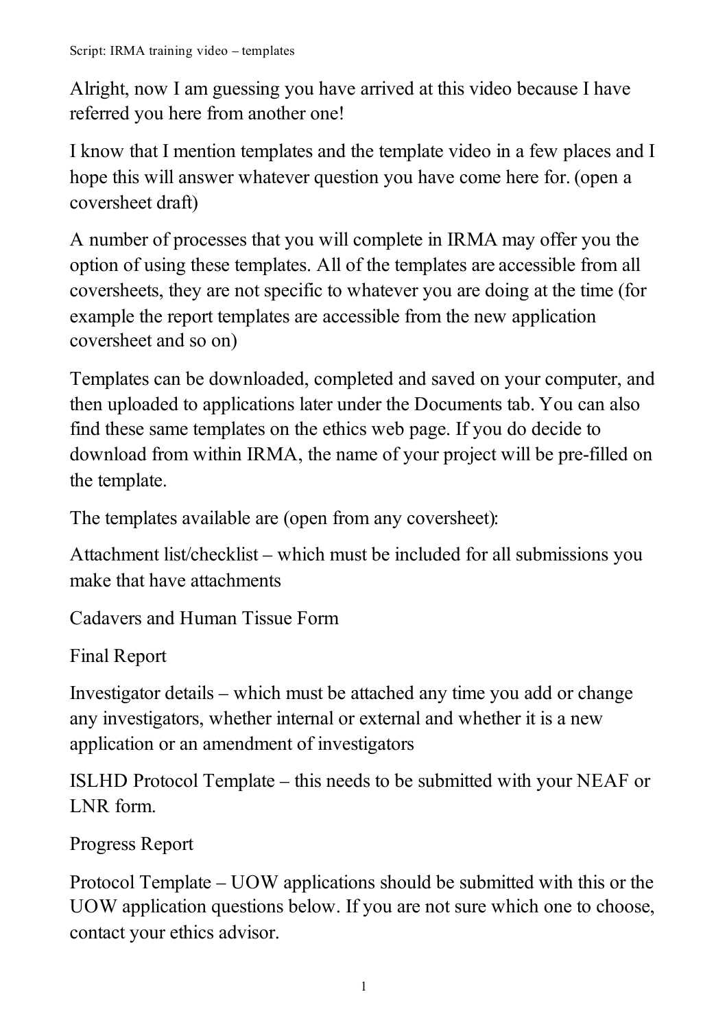Script: IRMA training video – templates

Alright, now I am guessing you have arrived at this video because I have referred you here from another one!

I know that I mention templates and the template video in a few places and I hope this will answer whatever question you have come here for. (open a coversheet draft)

A number of processes that you will complete in IRMA may offer you the option of using these templates. All of the templates are accessible from all coversheets, they are not specific to whatever you are doing at the time (for example the report templates are accessible from the new application coversheet and so on)

Templates can be downloaded, completed and saved on your computer, and then uploaded to applications later under the Documents tab. You can also find these same templates on the ethics web page. If you do decide to download from within IRMA, the name of your project will be pre-filled on the template.

The templates available are (open from any coversheet):

Attachment list/checklist – which must be included for all submissions you make that have attachments

Cadavers and Human Tissue Form

Final Report

Investigator details – which must be attached any time you add or change any investigators, whether internal or external and whether it is a new application or an amendment of investigators

ISLHD Protocol Template – this needs to be submitted with your NEAF or LNR form.

Progress Report

Protocol Template – UOW applications should be submitted with this or the UOW application questions below. If you are not sure which one to choose, contact your ethics advisor.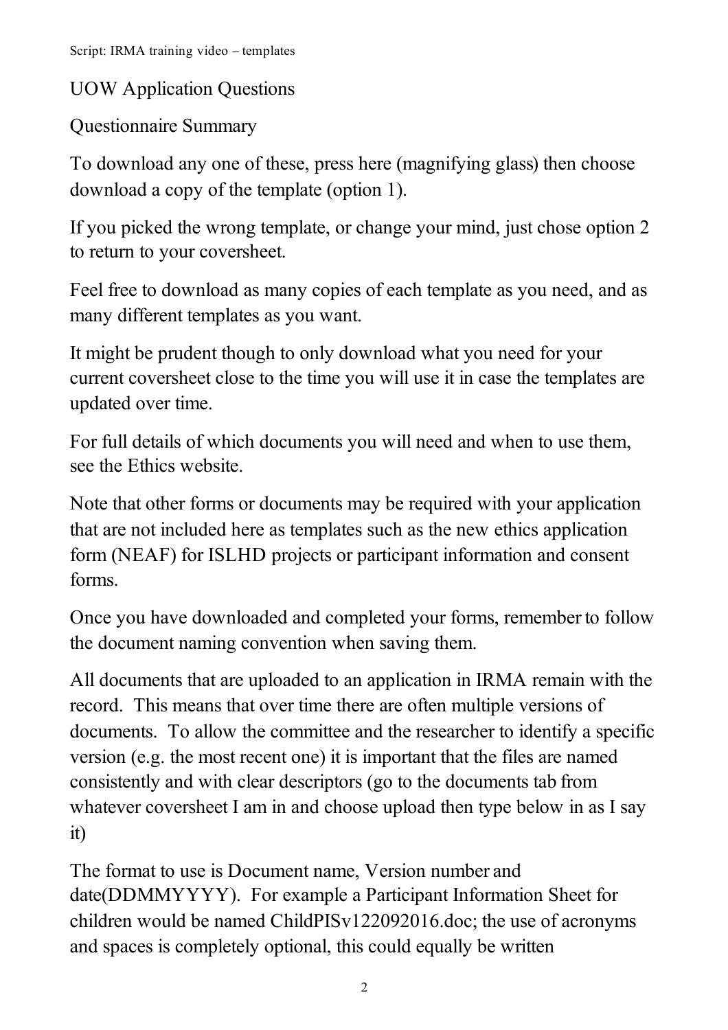UOW Application Questions

Questionnaire Summary

To download any one of these, press here (magnifying glass) then choose download a copy of the template (option 1).

If you picked the wrong template, or change your mind, just chose option 2 to return to your coversheet.

Feel free to download as many copies of each template as you need, and as many different templates as you want.

It might be prudent though to only download what you need for your current coversheet close to the time you will use it in case the templates are updated over time.

For full details of which documents you will need and when to use them, see the Ethics website.

Note that other forms or documents may be required with your application that are not included here as templates such as the new ethics application form (NEAF) for ISLHD projects or participant information and consent forms.

Once you have downloaded and completed your forms, remember to follow the document naming convention when saving them.

All documents that are uploaded to an application in IRMA remain with the record. This means that over time there are often multiple versions of documents. To allow the committee and the researcher to identify a specific version (e.g. the most recent one) it is important that the files are named consistently and with clear descriptors (go to the documents tab from whatever coversheet I am in and choose upload then type below in as I say it)

The format to use is Document name, Version number and date(DDMMYYYY). For example a Participant Information Sheet for children would be named ChildPISv122092016.doc; the use of acronyms and spaces is completely optional, this could equally be written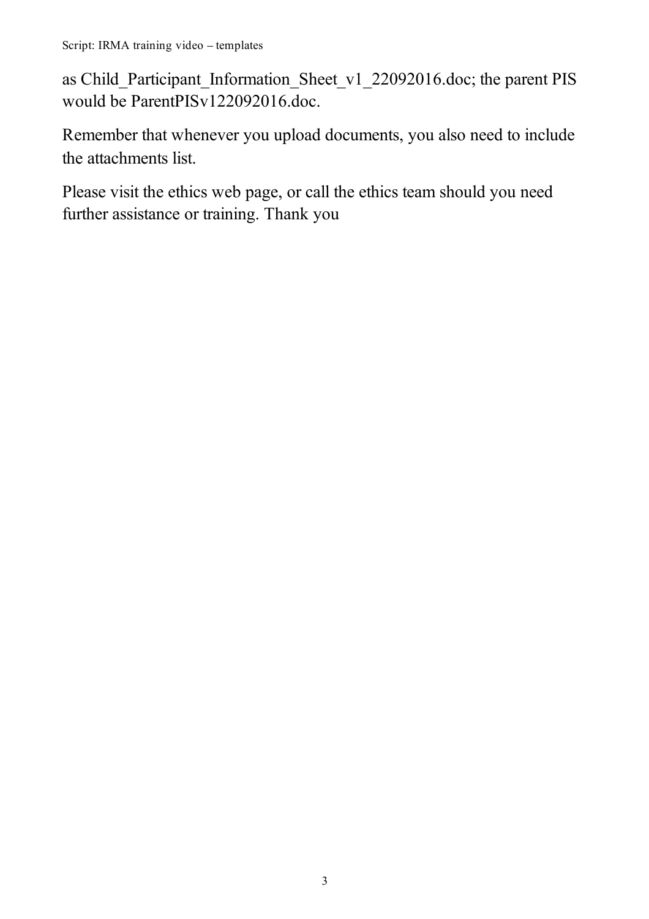as Child_Participant_Information_Sheet_v1_22092016.doc; the parent PIS would be ParentPISv122092016.doc.

Remember that whenever you upload documents, you also need to include the attachments list.

Please visit the ethics web page, or call the ethics team should you need further assistance or training. Thank you